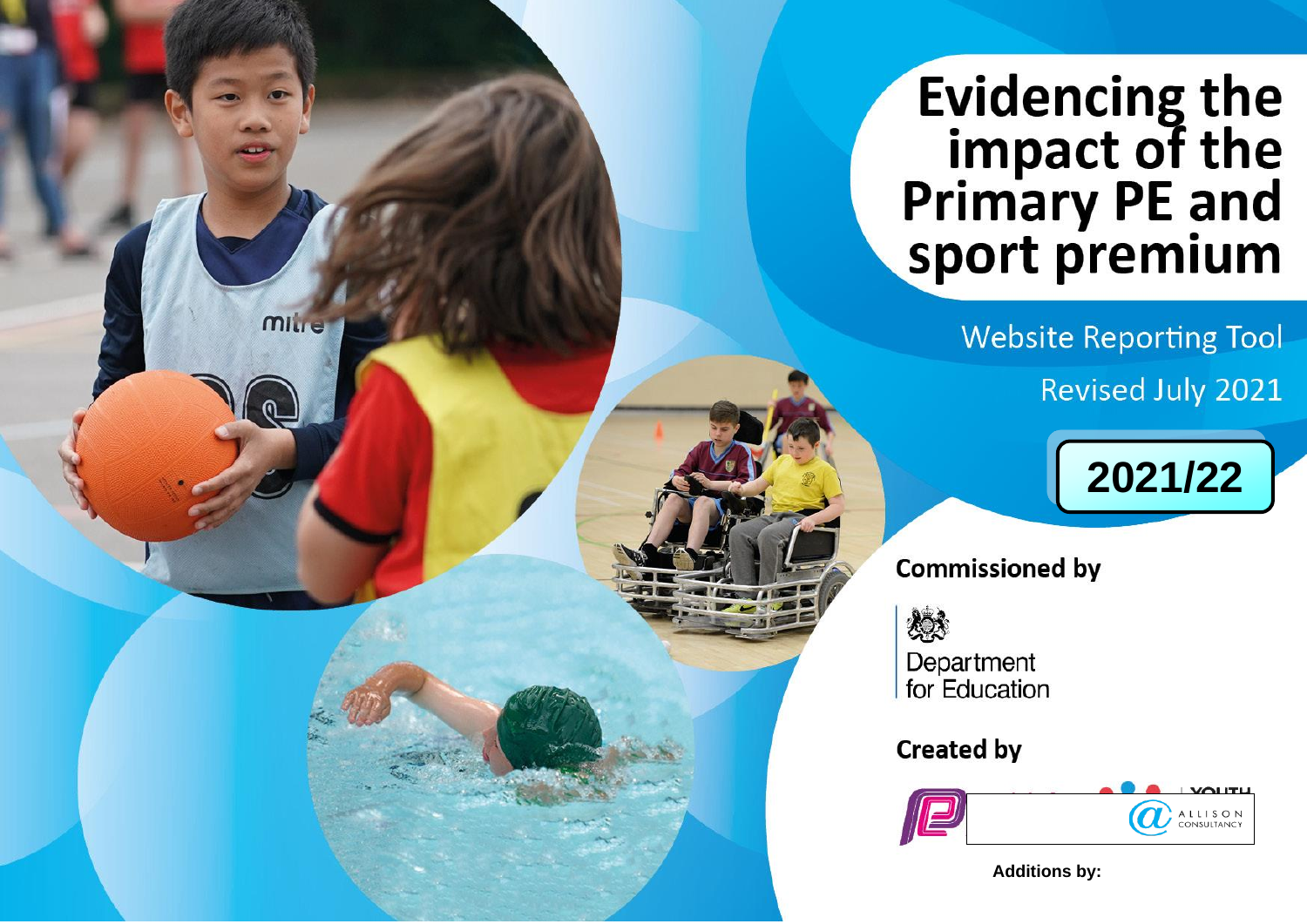# Evidencing the impact of the Primary PE and sport premium

Website Reporting Tool

Revised July 2021

**2021/22**

**Commissioned by**

Department for Education

**Created by**

**Additions by:**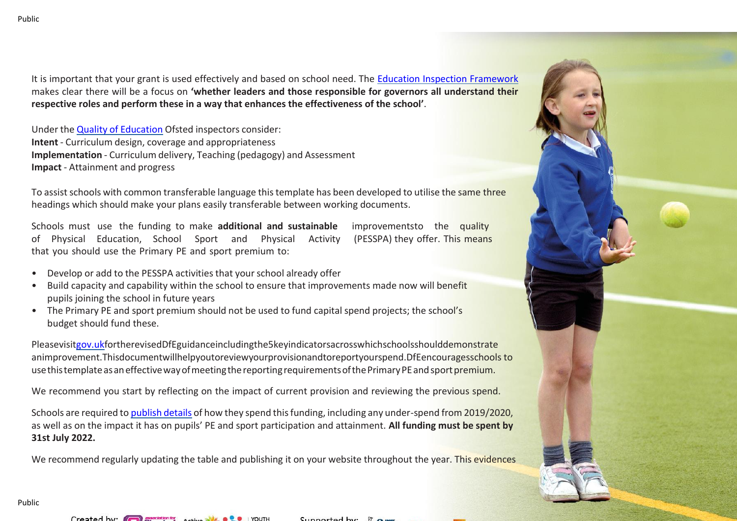It is important that your grant is used effectively and based on school need. The [Education Inspection Framework](#) makes clear there will be a focus on **'whether leaders and those responsible for governors all understand their respective roles and perform these in a way that enhances the effectiveness of the school'**.

Under the [Quality of Education](#) Ofsted inspectors consider:
**Intent** - Curriculum design, coverage and appropriateness
**Implementation** - Curriculum delivery, Teaching (pedagogy) and Assessment
**Impact** - Attainment and progress

To assist schools with common transferable language this template has been developed to utilise the same three headings which should make your plans easily transferable between working documents.

Schools must use the funding to make **additional and sustainable** improvements to the quality of Physical Education, School Sport and Physical Activity (PESSPA) they offer. This means that you should use the Primary PE and sport premium to:

- Develop or add to the PESSPA activities that your school already offer
- Build capacity and capability within the school to ensure that improvements made now will benefit pupils joining the school in future years
- The Primary PE and sport premium should not be used to fund capital spend projects; the school's budget should fund these.

Please visit [gov.uk](#) for the revised DfE guidance including the 5 key indicators across which schools should demonstrate an improvement. This document will help you to review your provision and to report your spend. DfE encourages schools to use this template as an effective way of meeting the reporting requirements of the Primary PE and sport premium.

We recommend you start by reflecting on the impact of current provision and reviewing the previous spend.

Schools are required to [publish details](#) of how they spend this funding, including any under-spend from 2019/2020, as well as on the impact it has on pupils' PE and sport participation and attainment. **All funding must be spent by 31st July 2022.**

We recommend regularly updating the table and publishing it on your website throughout the year. This evidences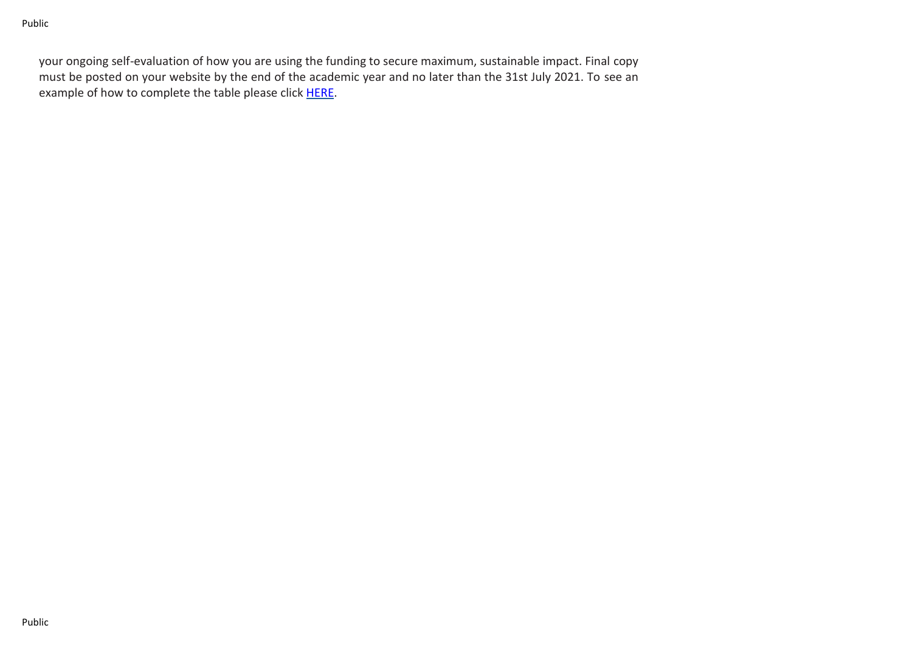your ongoing self-evaluation of how you are using the funding to secure maximum, sustainable impact. Final copy must be posted on your website by the end of the academic year and no later than the 31st July 2021. To see an example of how to complete the table please click HERE.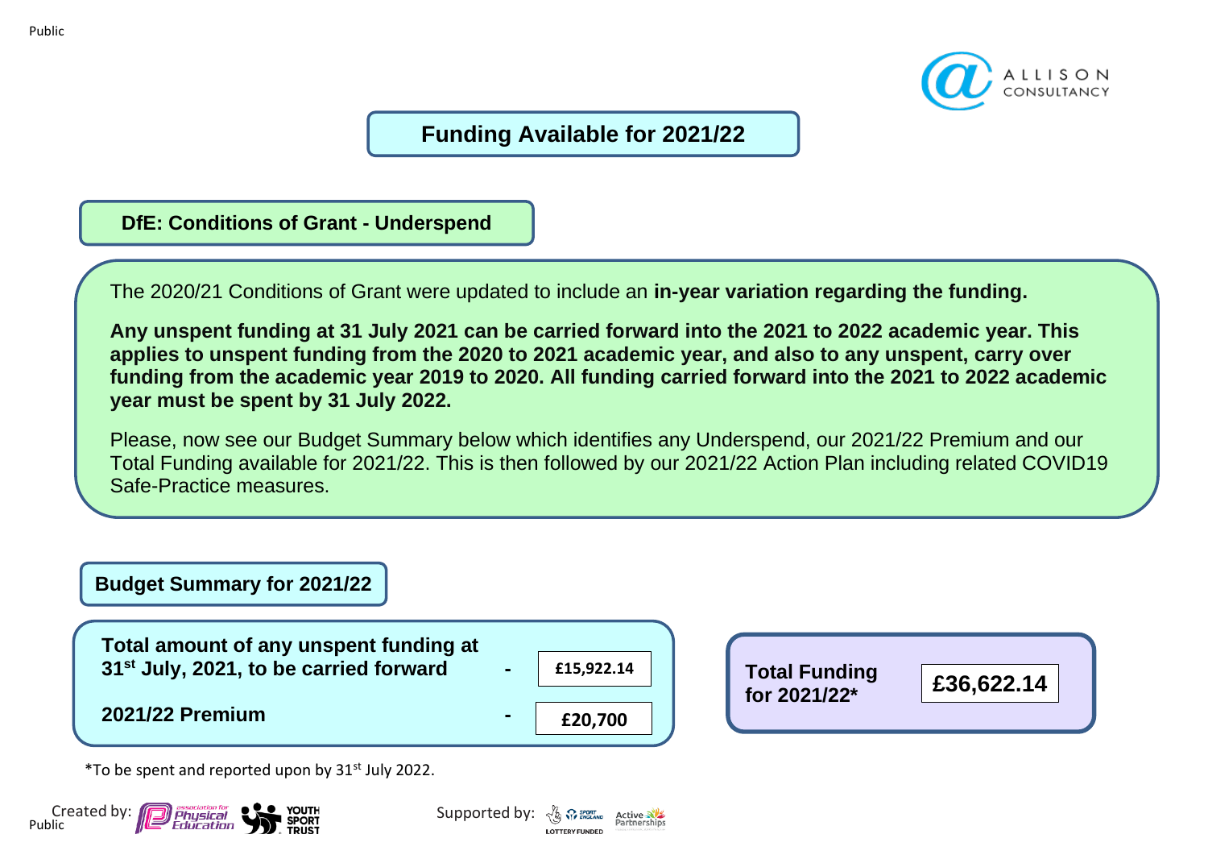# Funding Available for 2021/22

## DfE: Conditions of Grant - Underspend

The 2020/21 Conditions of Grant were updated to include an **in-year variation regarding the funding.**

**Any unspent funding at 31 July 2021 can be carried forward into the 2021 to 2022 academic year. This applies to unspent funding from the 2020 to 2021 academic year, and also to any unspent, carry over funding from the academic year 2019 to 2020. All funding carried forward into the 2021 to 2022 academic year must be spent by 31 July 2022.**

Please, now see our Budget Summary below which identifies any Underspend, our 2021/22 Premium and our Total Funding available for 2021/22. This is then followed by our 2021/22 Action Plan including related COVID19 Safe-Practice measures.

## Budget Summary for 2021/22

| | |
|---|---|
| **Total amount of any unspent funding at 31st July, 2021, to be carried forward** - | **£15,922.14** |
| **2021/22 Premium** - | **£20,700** |

| | |
|---|---|
| **Total Funding for 2021/22*** | **£36,622.14** |

*To be spent and reported upon by 31st July 2022.

Created by: association for Physical Education, Youth Sport Trust

Supported by: Sport England, Lottery Funded, Active Partnerships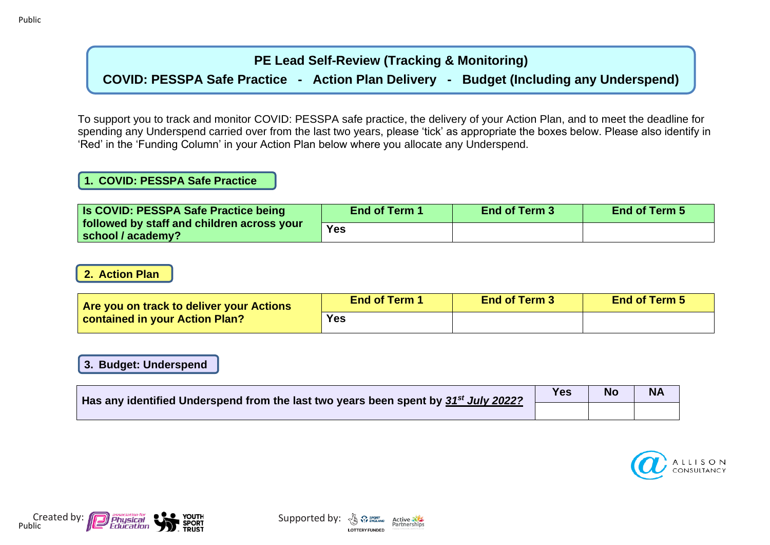# PE Lead Self-Review (Tracking & Monitoring)

## COVID: PESSPA Safe Practice - Action Plan Delivery - Budget (Including any Underspend)

To support you to track and monitor COVID: PESSPA safe practice, the delivery of your Action Plan, and to meet the deadline for spending any Underspend carried over from the last two years, please 'tick' as appropriate the boxes below. Please also identify in 'Red' in the 'Funding Column' in your Action Plan below where you allocate any Underspend.

### 1. COVID: PESSPA Safe Practice

| Is COVID: PESSPA Safe Practice being followed by staff and children across your school / academy? | End of Term 1 | End of Term 3 | End of Term 5 |
|---|---|---|---|
| | Yes | | |

### 2. Action Plan

| Are you on track to deliver your Actions contained in your Action Plan? | End of Term 1 | End of Term 3 | End of Term 5 |
|---|---|---|---|
| | Yes | | |

### 3. Budget: Underspend

| Has any identified Underspend from the last two years been spent by ***31st July 2022?*** | Yes | No | NA |
|---|---|---|---|
| | | | |

Created by: association for Physical Education, Youth Sport Trust

Supported by: Sport England, Lottery Funded, Active Partnerships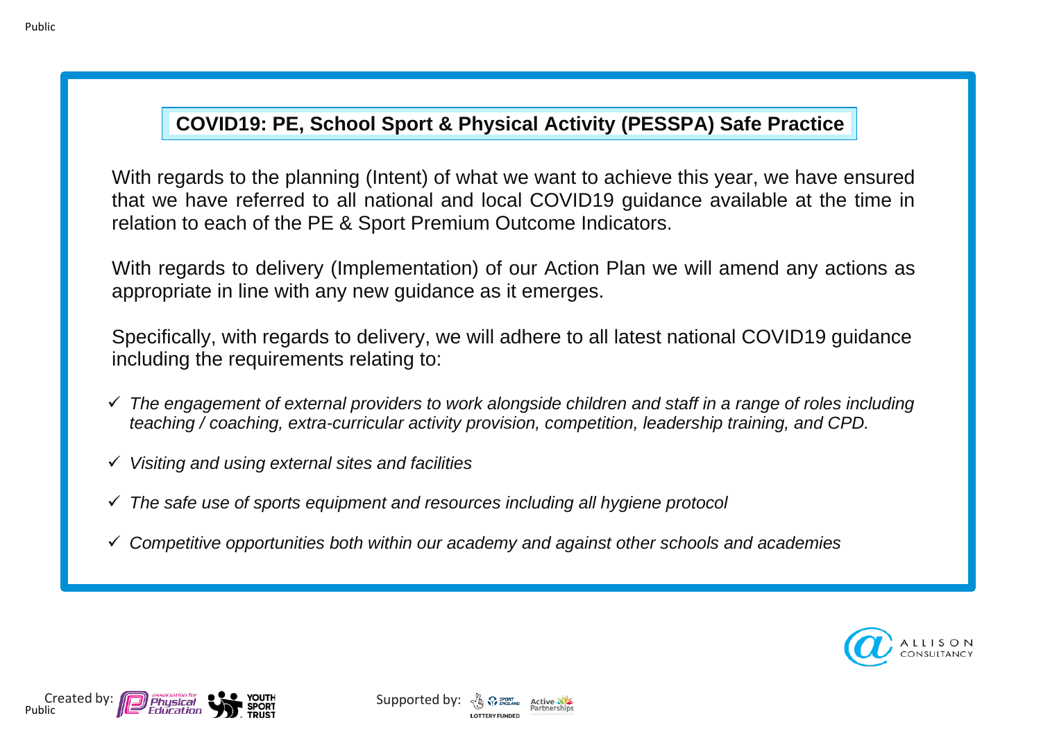## COVID19: PE, School Sport & Physical Activity (PESSPA) Safe Practice

With regards to the planning (Intent) of what we want to achieve this year, we have ensured that we have referred to all national and local COVID19 guidance available at the time in relation to each of the PE & Sport Premium Outcome Indicators.

With regards to delivery (Implementation) of our Action Plan we will amend any actions as appropriate in line with any new guidance as it emerges.

Specifically, with regards to delivery, we will adhere to all latest national COVID19 guidance including the requirements relating to:

- ✓ *The engagement of external providers to work alongside children and staff in a range of roles including teaching / coaching, extra-curricular activity provision, competition, leadership training, and CPD.*
- ✓ *Visiting and using external sites and facilities*
- ✓ *The safe use of sports equipment and resources including all hygiene protocol*
- ✓ *Competitive opportunities both within our academy and against other schools and academies*

Created by: association for Physical Education, Youth Sport Trust

Supported by: Sport England, Lottery Funded, Active Partnerships

Allison Consultancy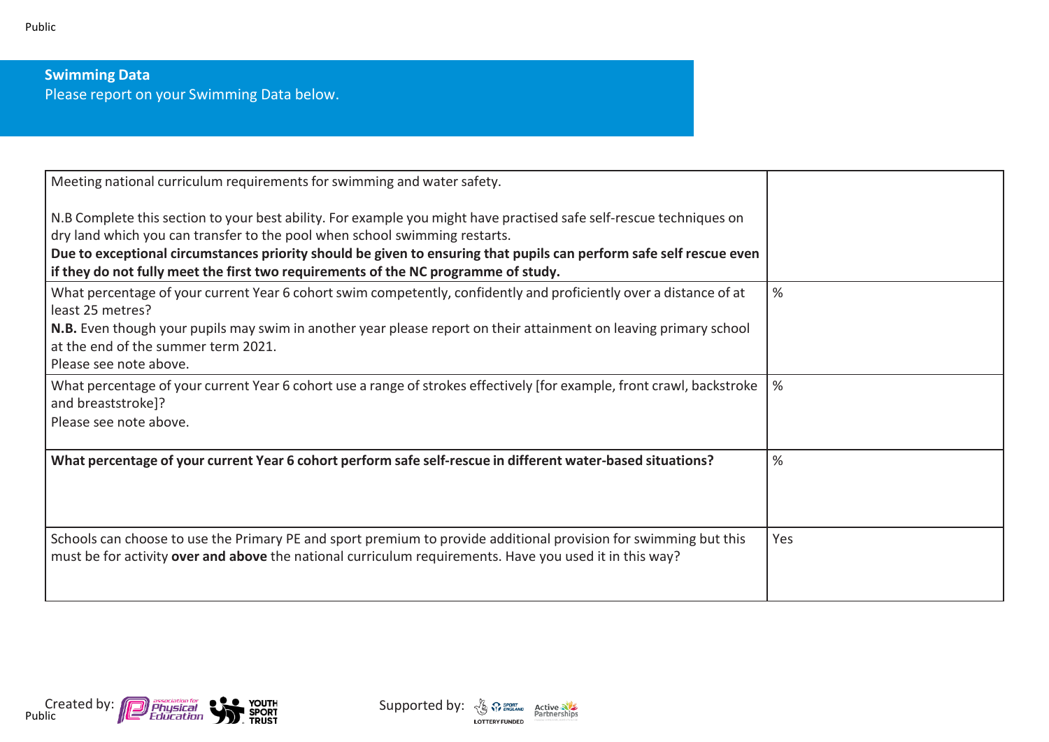**Swimming Data**

Please report on your Swimming Data below.

| Meeting national curriculum requirements for swimming and water safety.<br><br>N.B Complete this section to your best ability. For example you might have practised safe self-rescue techniques on dry land which you can transfer to the pool when school swimming restarts.<br>**Due to exceptional circumstances priority should be given to ensuring that pupils can perform safe self rescue even if they do not fully meet the first two requirements of the NC programme of study.** | |
|---|---|
| What percentage of your current Year 6 cohort swim competently, confidently and proficiently over a distance of at least 25 metres?<br>**N.B.** Even though your pupils may swim in another year please report on their attainment on leaving primary school at the end of the summer term 2021.<br>Please see note above. | % |
| What percentage of your current Year 6 cohort use a range of strokes effectively [for example, front crawl, backstroke and breaststroke]?<br>Please see note above. | % |
| **What percentage of your current Year 6 cohort perform safe self-rescue in different water-based situations?** | % |
| Schools can choose to use the Primary PE and sport premium to provide additional provision for swimming but this must be for activity **over and above** the national curriculum requirements. Have you used it in this way? | Yes |

Created by: association for Physical Education, YOUTH SPORT TRUST

Supported by: LOTTERY FUNDED, SPORT ENGLAND, Active Partnerships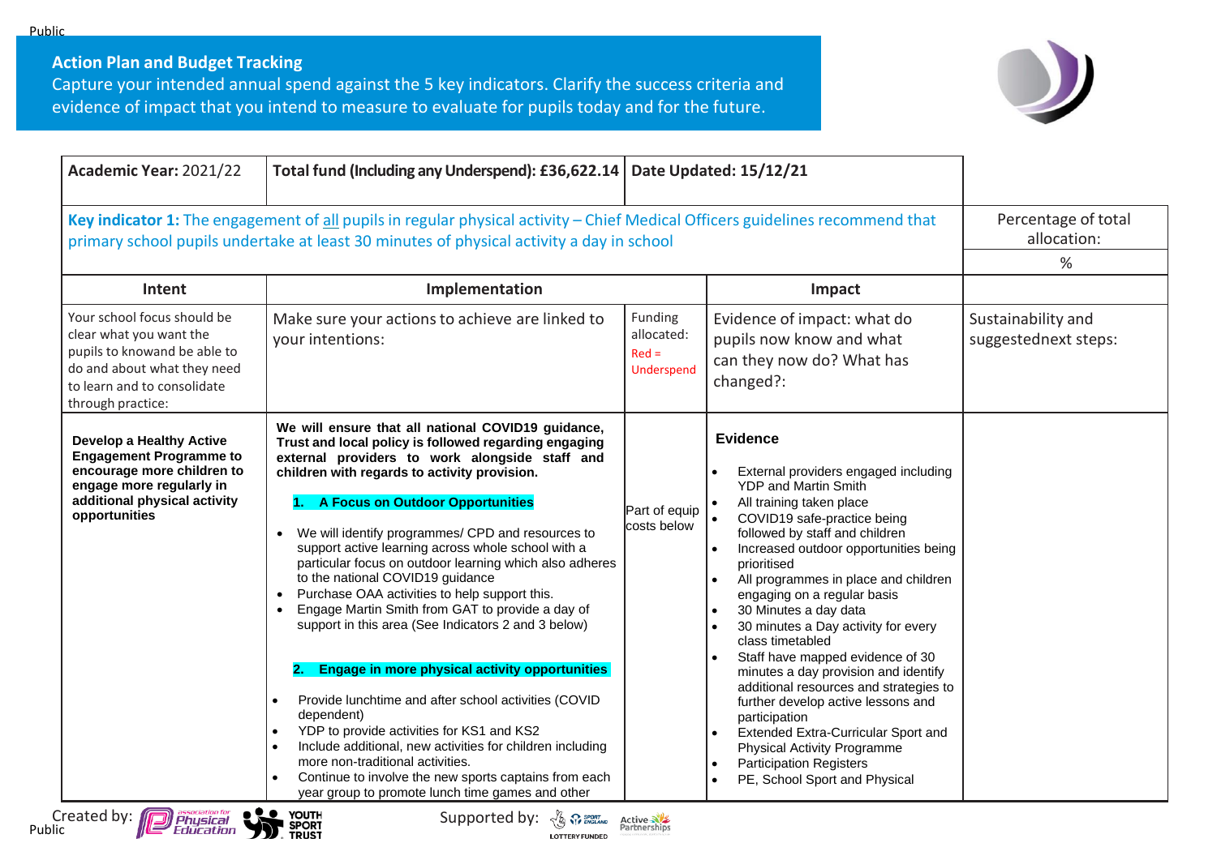## Action Plan and Budget Tracking

Capture your intended annual spend against the 5 key indicators. Clarify the success criteria and evidence of impact that you intend to measure to evaluate for pupils today and for the future.

| **Academic Year:** 2021/22 | **Total fund (Including any Underspend): £36,622.14** | **Date Updated: 15/12/21** | | |
|---|---|---|---|---|
| **Key indicator 1:** The engagement of all pupils in regular physical activity – Chief Medical Officers guidelines recommend that primary school pupils undertake at least 30 minutes of physical activity a day in school | | | | Percentage of total allocation: % |
| **Intent** | **Implementation** | | **Impact** | |
| Your school focus should be clear what you want the pupils to knowand be able to do and about what they need to learn and to consolidate through practice: | Make sure your actions to achieve are linked to your intentions: | Funding allocated: Red = Underspend | Evidence of impact: what do pupils now know and what can they now do? What has changed?: | Sustainability and suggestednext steps: |
| **Develop a Healthy Active Engagement Programme to encourage more children to engage more regularly in additional physical activity opportunities** | **We will ensure that all national COVID19 guidance, Trust and local policy is followed regarding engaging external providers to work alongside staff and children with regards to activity provision.**<br><br>**1. A Focus on Outdoor Opportunities**<br>• We will identify programmes/ CPD and resources to support active learning across whole school with a particular focus on outdoor learning which also adheres to the national COVID19 guidance<br>• Purchase OAA activities to help support this.<br>• Engage Martin Smith from GAT to provide a day of support in this area (See Indicators 2 and 3 below)<br><br>**2. Engage in more physical activity opportunities**<br>• Provide lunchtime and after school activities (COVID dependent)<br>• YDP to provide activities for KS1 and KS2<br>• Include additional, new activities for children including more non-traditional activities.<br>• Continue to involve the new sports captains from each year group to promote lunch time games and other | Part of equip costs below | **Evidence**<br>• External providers engaged including YDP and Martin Smith<br>• All training taken place<br>• COVID19 safe-practice being followed by staff and children<br>• Increased outdoor opportunities being prioritised<br>• All programmes in place and children engaging on a regular basis<br>• 30 Minutes a day data<br>• 30 minutes a Day activity for every class timetabled<br>• Staff have mapped evidence of 30 minutes a day provision and identify additional resources and strategies to further develop active lessons and participation<br>• Extended Extra-Curricular Sport and Physical Activity Programme<br>• Participation Registers<br>• PE, School Sport and Physical | |

Created by: association for Physical Education, Youth Sport Trust
Supported by: Sport England Lottery Funded, Active Partnerships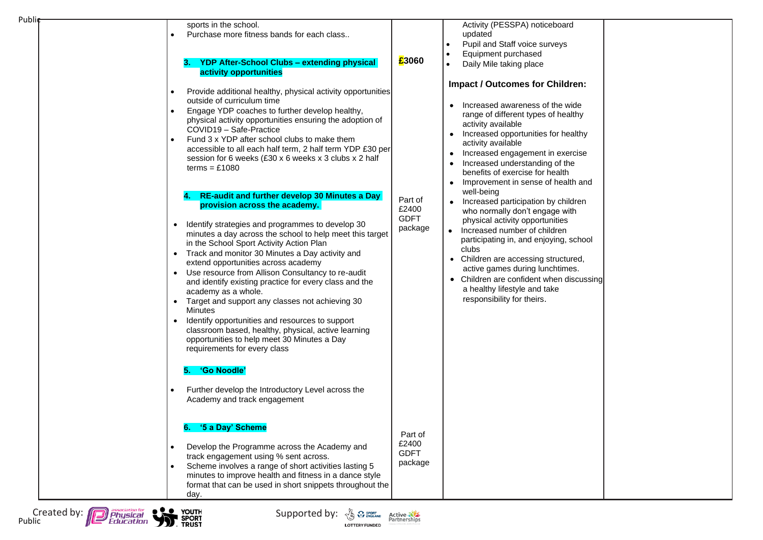| | | | | |
|---|---|---|---|---|
| | sports in the school.<br>• Purchase more fitness bands for each class..<br><br>**3. YDP After-School Clubs – extending physical activity opportunities**<br><br>• Provide additional healthy, physical activity opportunities outside of curriculum time<br>• Engage YDP coaches to further develop healthy, physical activity opportunities ensuring the adoption of COVID19 – Safe-Practice<br>• Fund 3 x YDP after school clubs to make them accessible to all each half term, 2 half term YDP £30 per session for 6 weeks (£30 x 6 weeks x 3 clubs x 2 half terms = £1080<br><br>**4. RE-audit and further develop 30 Minutes a Day provision across the academy.**<br><br>• Identify strategies and programmes to develop 30 minutes a day across the school to help meet this target in the School Sport Activity Action Plan<br>• Track and monitor 30 Minutes a Day activity and extend opportunities across academy<br>• Use resource from Allison Consultancy to re-audit and identify existing practice for every class and the academy as a whole.<br>• Target and support any classes not achieving 30 Minutes<br>• Identify opportunities and resources to support classroom based, healthy, physical, active learning opportunities to help meet 30 Minutes a Day requirements for every class<br><br>**5. 'Go Noodle'**<br><br>• Further develop the Introductory Level across the Academy and track engagement<br><br>**6. '5 a Day' Scheme**<br><br>• Develop the Programme across the Academy and track engagement using % sent across.<br>• Scheme involves a range of short activities lasting 5 minutes to improve health and fitness in a dance style format that can be used in short snippets throughout the day. | **£3060**<br><br>Part of £2400 GDFT package<br><br>Part of £2400 GDFT package | Activity (PESSPA) noticeboard updated<br>• Pupil and Staff voice surveys<br>• Equipment purchased<br>• Daily Mile taking place<br><br>**Impact / Outcomes for Children:**<br><br>• Increased awareness of the wide range of different types of healthy activity available<br>• Increased opportunities for healthy activity available<br>• Increased engagement in exercise<br>• Increased understanding of the benefits of exercise for health<br>• Improvement in sense of health and well-being<br>• Increased participation by children who normally don't engage with physical activity opportunities<br>• Increased number of children participating in, and enjoying, school clubs<br>• Children are accessing structured, active games during lunchtimes.<br>• Children are confident when discussing a healthy lifestyle and take responsibility for theirs. | |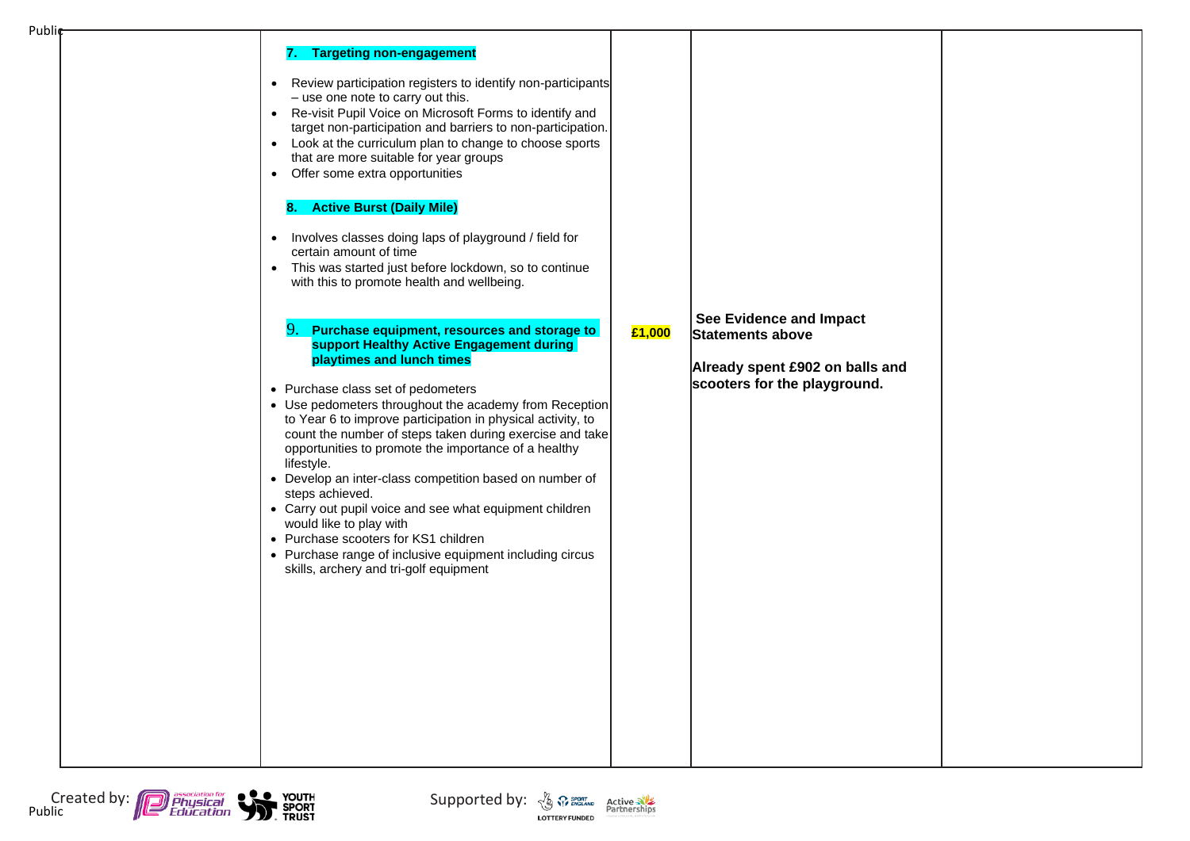| | | | | |
|---|---|---|---|---|
| | **7. Targeting non-engagement**<br><br>• Review participation registers to identify non-participants – use one note to carry out this.<br>• Re-visit Pupil Voice on Microsoft Forms to identify and target non-participation and barriers to non-participation.<br>• Look at the curriculum plan to change to choose sports that are more suitable for year groups<br>• Offer some extra opportunities<br><br>**8. Active Burst (Daily Mile)**<br><br>• Involves classes doing laps of playground / field for certain amount of time<br>• This was started just before lockdown, so to continue with this to promote health and wellbeing.<br><br>**9. Purchase equipment, resources and storage to support Healthy Active Engagement during playtimes and lunch times**<br><br>• Purchase class set of pedometers<br>• Use pedometers throughout the academy from Reception to Year 6 to improve participation in physical activity, to count the number of steps taken during exercise and take opportunities to promote the importance of a healthy lifestyle.<br>• Develop an inter-class competition based on number of steps achieved.<br>• Carry out pupil voice and see what equipment children would like to play with<br>• Purchase scooters for KS1 children<br>• Purchase range of inclusive equipment including circus skills, archery and tri-golf equipment | **£1,000** | **See Evidence and Impact Statements above**<br><br>**Already spent £902 on balls and scooters for the playground.** | |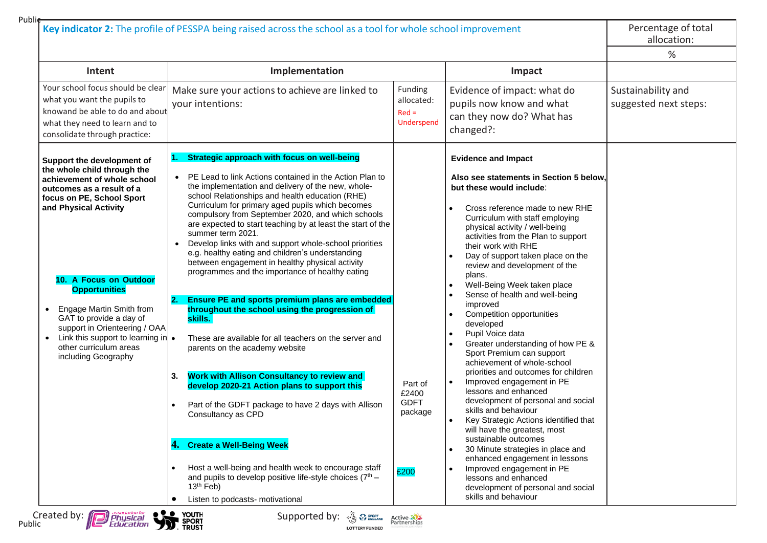| **Key indicator 2:** The profile of PESSPA being raised across the school as a tool for whole school improvement | | | | Percentage of total allocation: |
|---|---|---|---|---|
| | | | | % |
| **Intent** | **Implementation** | | **Impact** | |
| Your school focus should be clear what you want the pupils to knowand be able to do and about what they need to learn and to consolidate through practice: | Make sure your actions to achieve are linked to your intentions: | Funding allocated: Red = Underspend | Evidence of impact: what do pupils now know and what can they now do? What has changed?: | Sustainability and suggested next steps: |
| **Support the development of the whole child through the achievement of whole school outcomes as a result of a focus on PE, School Sport and Physical Activity**<br><br>**10. A Focus on Outdoor Opportunities**<br>• Engage Martin Smith from GAT to provide a day of support in Orienteering / OAA<br>• Link this support to learning in other curriculum areas including Geography | **1. Strategic approach with focus on well-being**<br>• PE Lead to link Actions contained in the Action Plan to the implementation and delivery of the new, whole-school Relationships and health education (RHE) Curriculum for primary aged pupils which becomes compulsory from September 2020, and which schools are expected to start teaching by at least the start of the summer term 2021.<br>• Develop links with and support whole-school priorities e.g. healthy eating and children's understanding between engagement in healthy physical activity programmes and the importance of healthy eating<br><br>**2. Ensure PE and sports premium plans are embedded throughout the school using the progression of skills.**<br>• These are available for all teachers on the server and parents on the academy website<br><br>**3. Work with Allison Consultancy to review and develop 2020-21 Action plans to support this**<br>• Part of the GDFT package to have 2 days with Allison Consultancy as CPD<br><br>**4. Create a Well-Being Week**<br>• Host a well-being and health week to encourage staff and pupils to develop positive life-style choices (7th – 13th Feb)<br>• Listen to podcasts- motivational | Part of £2400 GDFT package<br><br>£200 | **Evidence and Impact**<br><br>**Also see statements in Section 5 below, but these would include**:<br>• Cross reference made to new RHE Curriculum with staff employing physical activity / well-being activities from the Plan to support their work with RHE<br>• Day of support taken place on the review and development of the plans.<br>• Well-Being Week taken place<br>• Sense of health and well-being improved<br>• Competition opportunities developed<br>• Pupil Voice data<br>• Greater understanding of how PE & Sport Premium can support achievement of whole-school priorities and outcomes for children<br>• Improved engagement in PE lessons and enhanced development of personal and social skills and behaviour<br>• Key Strategic Actions identified that will have the greatest, most sustainable outcomes<br>• 30 Minute strategies in place and enhanced engagement in lessons<br>• Improved engagement in PE lessons and enhanced development of personal and social skills and behaviour | |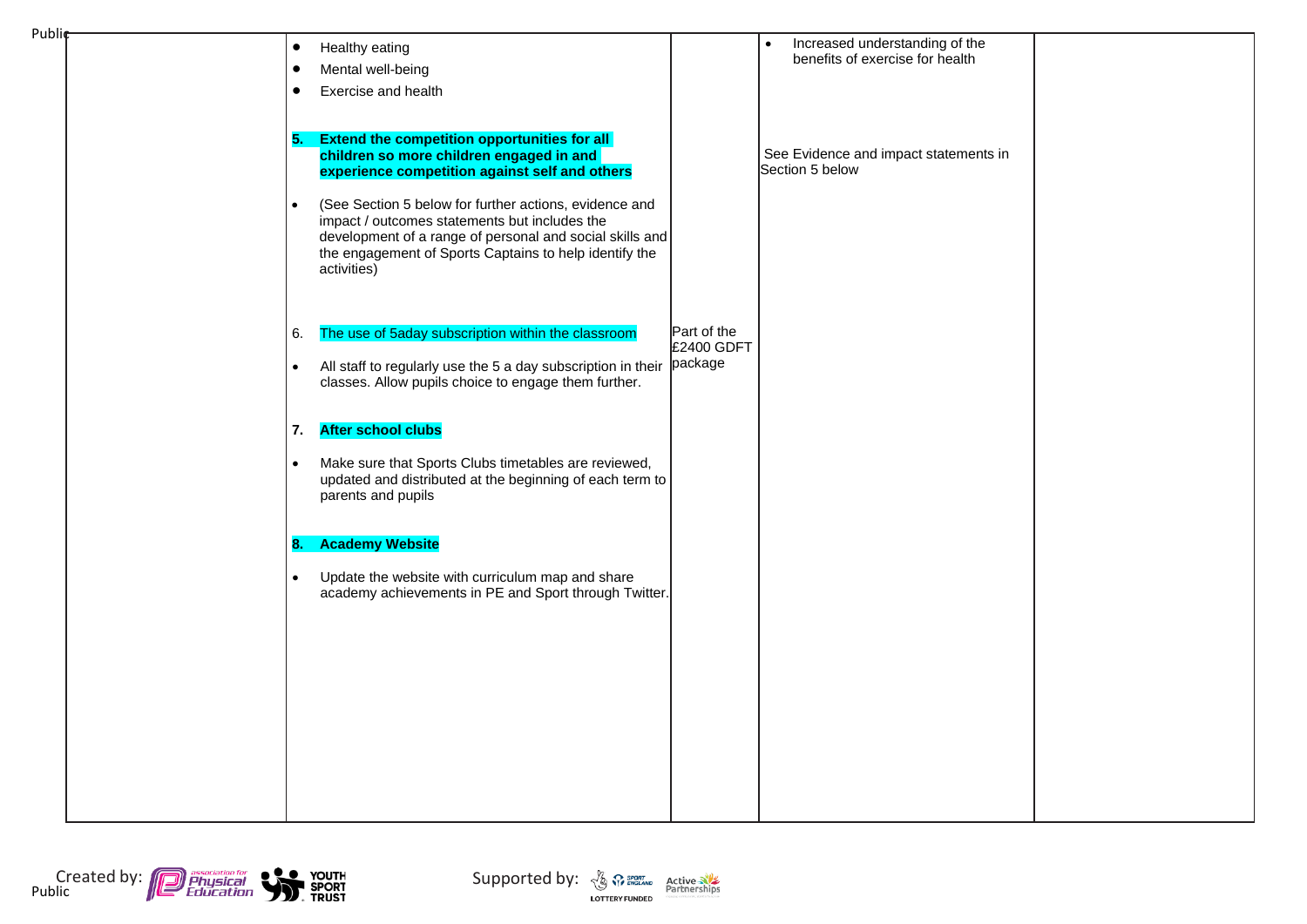| | | | | |
|---|---|---|---|---|
| | • Healthy eating<br>• Mental well-being<br>• Exercise and health<br><br>**5. Extend the competition opportunities for all children so more children engaged in and experience competition against self and others**<br><br>• (See Section 5 below for further actions, evidence and impact / outcomes statements but includes the development of a range of personal and social skills and the engagement of Sports Captains to help identify the activities)<br><br>6. The use of 5aday subscription within the classroom<br><br>• All staff to regularly use the 5 a day subscription in their classes. Allow pupils choice to engage them further.<br><br>**7. After school clubs**<br><br>• Make sure that Sports Clubs timetables are reviewed, updated and distributed at the beginning of each term to parents and pupils<br><br>**8. Academy Website**<br><br>• Update the website with curriculum map and share academy achievements in PE and Sport through Twitter. | Part of the £2400 GDFT package | • Increased understanding of the benefits of exercise for health<br><br>See Evidence and impact statements in Section 5 below | |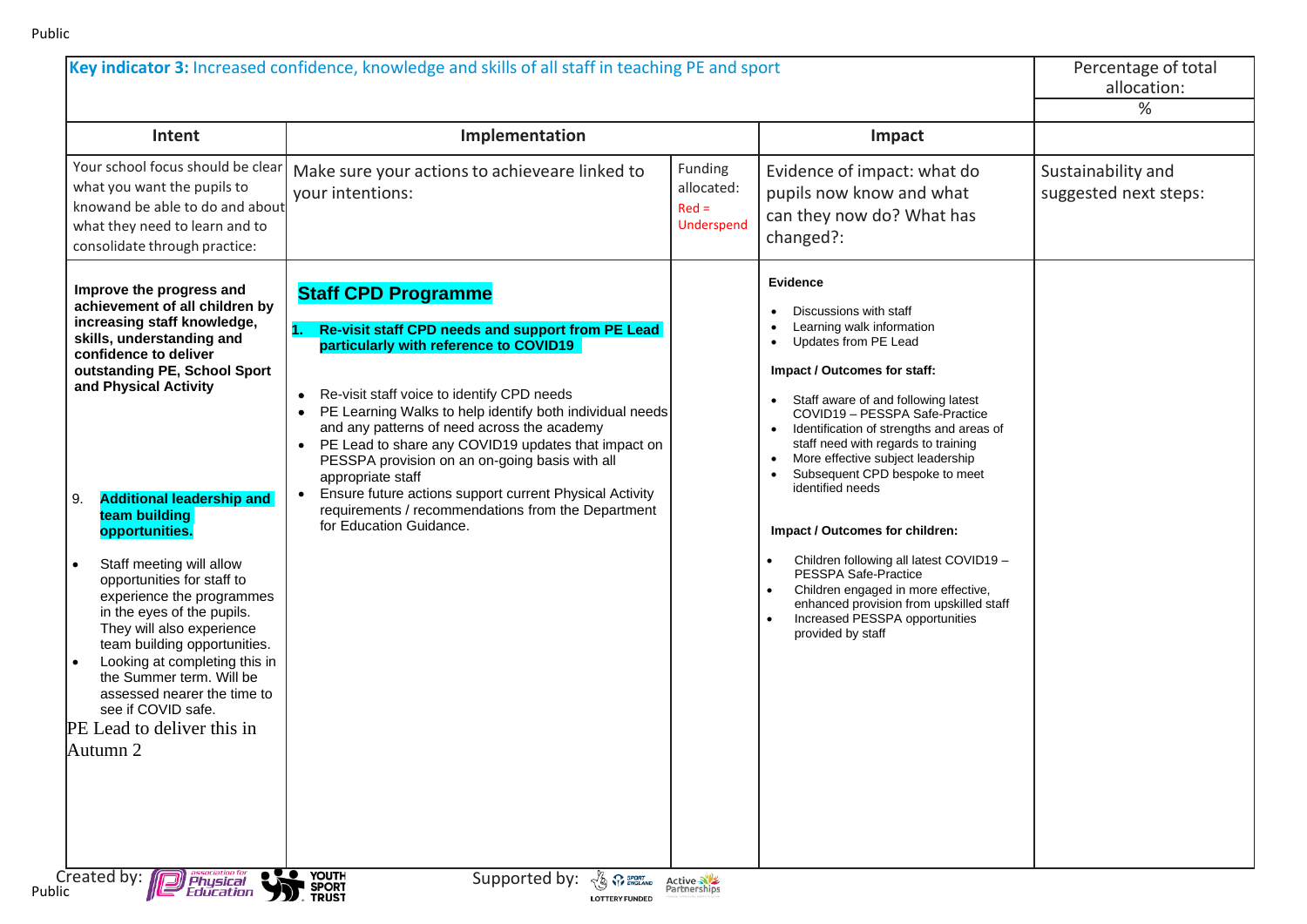| **Key indicator 3:** Increased confidence, knowledge and skills of all staff in teaching PE and sport | | | | Percentage of total allocation: |
|---|---|---|---|---|
| | | | | % |
| **Intent** | **Implementation** | | **Impact** | |
| Your school focus should be clear what you want the pupils to knowand be able to do and about what they need to learn and to consolidate through practice: | Make sure your actions to achieveare linked to your intentions: | Funding allocated: Red = Underspend | Evidence of impact: what do pupils now know and what can they now do? What has changed?: | Sustainability and suggested next steps: |
| **Improve the progress and achievement of all children by increasing staff knowledge, skills, understanding and confidence to deliver outstanding PE, School Sport and Physical Activity**<br><br>9. **Additional leadership and team building opportunities.**<br><br>• Staff meeting will allow opportunities for staff to experience the programmes in the eyes of the pupils. They will also experience team building opportunities.<br>• Looking at completing this in the Summer term. Will be assessed nearer the time to see if COVID safe.<br>PE Lead to deliver this in Autumn 2 | **Staff CPD Programme**<br><br>**1. Re-visit staff CPD needs and support from PE Lead particularly with reference to COVID19**<br><br>• Re-visit staff voice to identify CPD needs<br>• PE Learning Walks to help identify both individual needs and any patterns of need across the academy<br>• PE Lead to share any COVID19 updates that impact on PESSPA provision on an on-going basis with all appropriate staff<br>• Ensure future actions support current Physical Activity requirements / recommendations from the Department for Education Guidance. | | **Evidence**<br><br>• Discussions with staff<br>• Learning walk information<br>• Updates from PE Lead<br><br>**Impact / Outcomes for staff:**<br><br>• Staff aware of and following latest COVID19 – PESSPA Safe-Practice<br>• Identification of strengths and areas of staff need with regards to training<br>• More effective subject leadership<br>• Subsequent CPD bespoke to meet identified needs<br><br>**Impact / Outcomes for children:**<br><br>• Children following all latest COVID19 – PESSPA Safe-Practice<br>• Children engaged in more effective, enhanced provision from upskilled staff<br>• Increased PESSPA opportunities provided by staff | |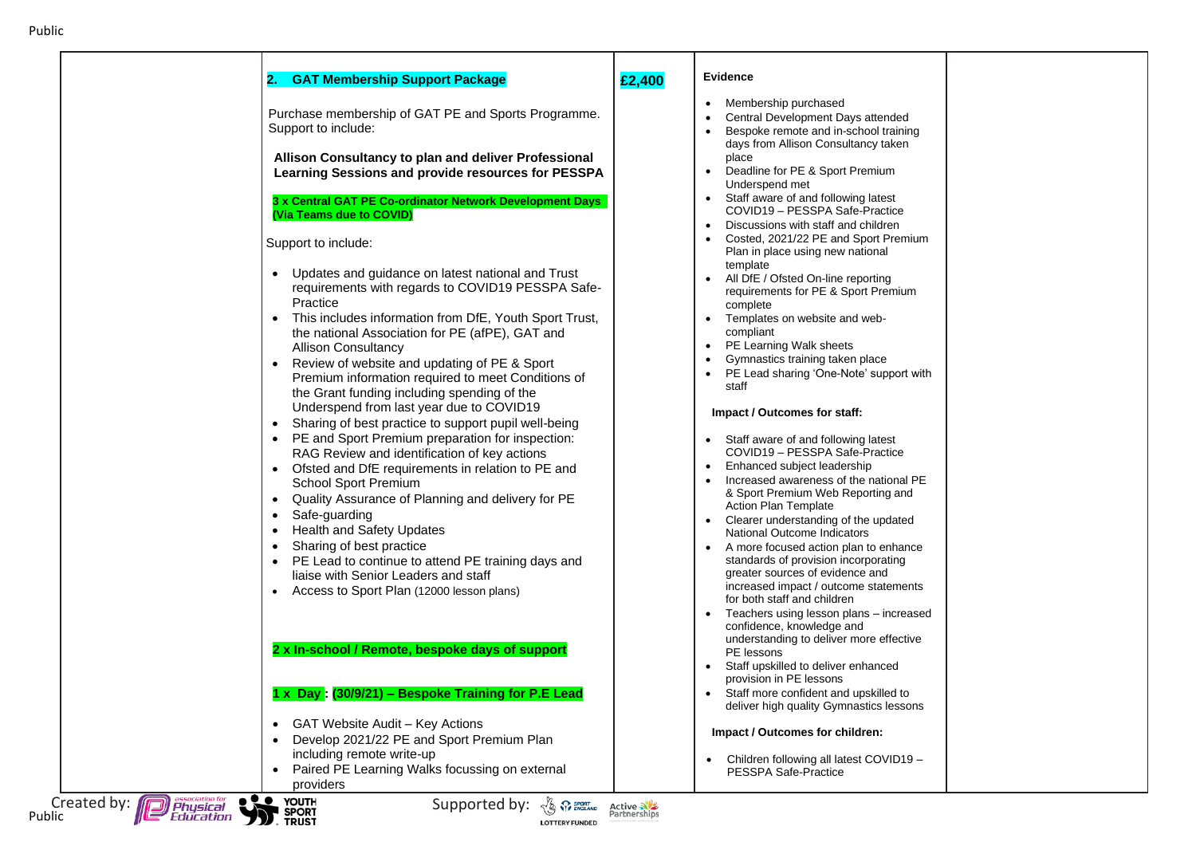| | | | | |
|---|---|---|---|---|
| | **2. GAT Membership Support Package**<br><br>Purchase membership of GAT PE and Sports Programme. Support to include:<br><br>**Allison Consultancy to plan and deliver Professional Learning Sessions and provide resources for PESSPA**<br><br>**3 x Central GAT PE Co-ordinator Network Development Days (Via Teams due to COVID)**<br><br>Support to include:<br><br>• Updates and guidance on latest national and Trust requirements with regards to COVID19 PESSPA Safe-Practice<br>• This includes information from DfE, Youth Sport Trust, the national Association for PE (afPE), GAT and Allison Consultancy<br>• Review of website and updating of PE & Sport Premium information required to meet Conditions of the Grant funding including spending of the Underspend from last year due to COVID19<br>• Sharing of best practice to support pupil well-being<br>• PE and Sport Premium preparation for inspection: RAG Review and identification of key actions<br>• Ofsted and DfE requirements in relation to PE and School Sport Premium<br>• Quality Assurance of Planning and delivery for PE<br>• Safe-guarding<br>• Health and Safety Updates<br>• Sharing of best practice<br>• PE Lead to continue to attend PE training days and liaise with Senior Leaders and staff<br>• Access to Sport Plan (12000 lesson plans)<br><br>**2 x In-school / Remote, bespoke days of support**<br><br>**1 x Day : (30/9/21) – Bespoke Training for P.E Lead**<br><br>• GAT Website Audit – Key Actions<br>• Develop 2021/22 PE and Sport Premium Plan including remote write-up<br>• Paired PE Learning Walks focussing on external providers | **£2,400** | **Evidence**<br><br>• Membership purchased<br>• Central Development Days attended<br>• Bespoke remote and in-school training days from Allison Consultancy taken place<br>• Deadline for PE & Sport Premium Underspend met<br>• Staff aware of and following latest COVID19 – PESSPA Safe-Practice<br>• Discussions with staff and children<br>• Costed, 2021/22 PE and Sport Premium Plan in place using new national template<br>• All DfE / Ofsted On-line reporting requirements for PE & Sport Premium complete<br>• Templates on website and web-compliant<br>• PE Learning Walk sheets<br>• Gymnastics training taken place<br>• PE Lead sharing 'One-Note' support with staff<br><br>**Impact / Outcomes for staff:**<br><br>• Staff aware of and following latest COVID19 – PESSPA Safe-Practice<br>• Enhanced subject leadership<br>• Increased awareness of the national PE & Sport Premium Web Reporting and Action Plan Template<br>• Clearer understanding of the updated National Outcome Indicators<br>• A more focused action plan to enhance standards of provision incorporating greater sources of evidence and increased impact / outcome statements for both staff and children<br>• Teachers using lesson plans – increased confidence, knowledge and understanding to deliver more effective PE lessons<br>• Staff upskilled to deliver enhanced provision in PE lessons<br>• Staff more confident and upskilled to deliver high quality Gymnastics lessons<br><br>**Impact / Outcomes for children:**<br><br>• Children following all latest COVID19 – PESSPA Safe-Practice | |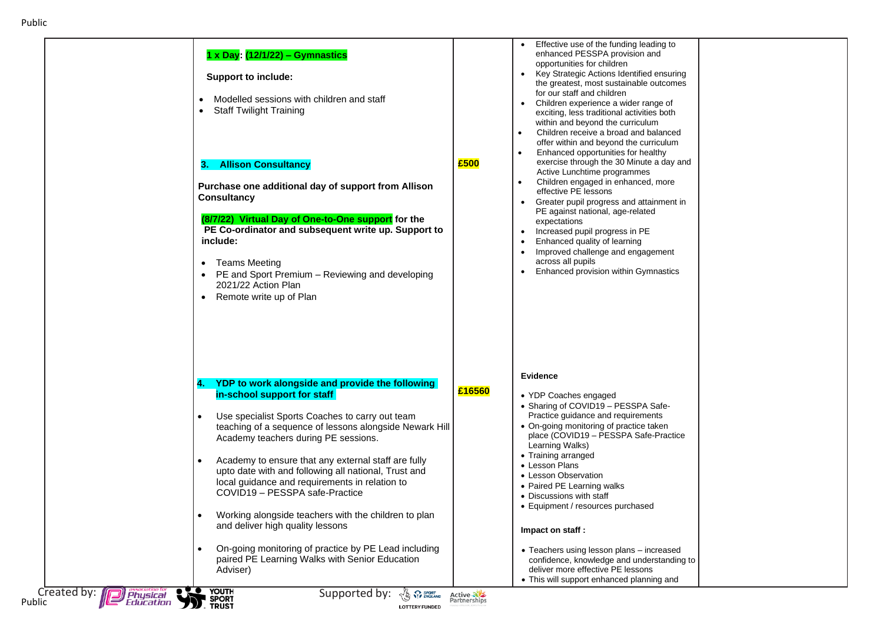| | Actions | Funding | Evidence and impact | |
|---|---|---|---|---|
| | **1 x Day: (12/1/22) – Gymnastics**<br><br>**Support to include:**<br><br>• Modelled sessions with children and staff<br>• Staff Twilight Training<br><br>**3. Allison Consultancy**<br><br>**Purchase one additional day of support from Allison Consultancy**<br><br>**(8/7/22) Virtual Day of One-to-One support for the PE Co-ordinator and subsequent write up. Support to include:**<br><br>• Teams Meeting<br>• PE and Sport Premium – Reviewing and developing 2021/22 Action Plan<br>• Remote write up of Plan | **£500** | • Effective use of the funding leading to enhanced PESSPA provision and opportunities for children<br>• Key Strategic Actions Identified ensuring the greatest, most sustainable outcomes for our staff and children<br>• Children experience a wider range of exciting, less traditional activities both within and beyond the curriculum<br>• Children receive a broad and balanced offer within and beyond the curriculum<br>• Enhanced opportunities for healthy exercise through the 30 Minute a day and Active Lunchtime programmes<br>• Children engaged in enhanced, more effective PE lessons<br>• Greater pupil progress and attainment in PE against national, age-related expectations<br>• Increased pupil progress in PE<br>• Enhanced quality of learning<br>• Improved challenge and engagement across all pupils<br>• Enhanced provision within Gymnastics | |
| | **4. YDP to work alongside and provide the following in-school support for staff**<br><br>• Use specialist Sports Coaches to carry out team teaching of a sequence of lessons alongside Newark Hill Academy teachers during PE sessions.<br><br>• Academy to ensure that any external staff are fully upto date with and following all national, Trust and local guidance and requirements in relation to COVID19 – PESSPA safe-Practice<br><br>• Working alongside teachers with the children to plan and deliver high quality lessons<br><br>• On-going monitoring of practice by PE Lead including paired PE Learning Walks with Senior Education Adviser) | **£16560** | **Evidence**<br><br>• YDP Coaches engaged<br>• Sharing of COVID19 – PESSPA Safe-Practice guidance and requirements<br>• On-going monitoring of practice taken place (COVID19 – PESSPA Safe-Practice Learning Walks)<br>• Training arranged<br>• Lesson Plans<br>• Lesson Observation<br>• Paired PE Learning walks<br>• Discussions with staff<br>• Equipment / resources purchased<br><br>**Impact on staff :**<br><br>• Teachers using lesson plans – increased confidence, knowledge and understanding to deliver more effective PE lessons<br>• This will support enhanced planning and | |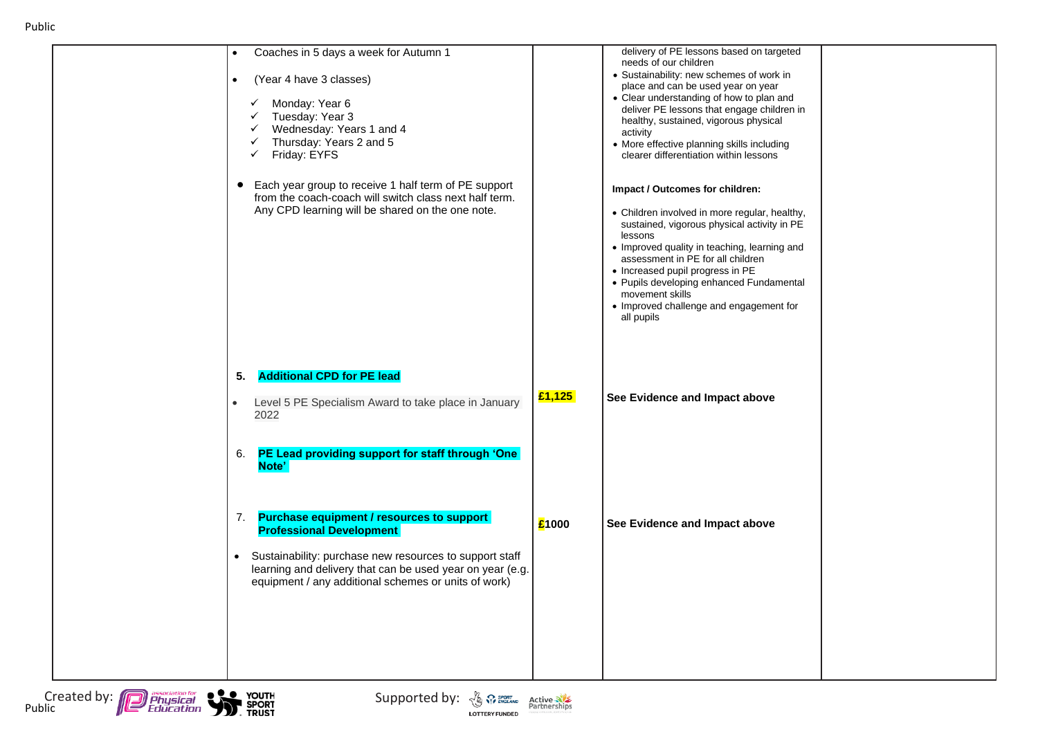| | | | | |
|---|---|---|---|---|
| | • Coaches in 5 days a week for Autumn 1<br><br>• (Year 4 have 3 classes)<br><br>✓ Monday: Year 6<br>✓ Tuesday: Year 3<br>✓ Wednesday: Years 1 and 4<br>✓ Thursday: Years 2 and 5<br>✓ Friday: EYFS<br><br>• Each year group to receive 1 half term of PE support from the coach-coach will switch class next half term. Any CPD learning will be shared on the one note.<br><br>5. **Additional CPD for PE lead**<br><br>• Level 5 PE Specialism Award to take place in January 2022<br><br>6. **PE Lead providing support for staff through 'One Note'**<br><br>7. **Purchase equipment / resources to support Professional Development**<br><br>• Sustainability: purchase new resources to support staff learning and delivery that can be used year on year (e.g. equipment / any additional schemes or units of work) | <br><br><br><br><br><br><br><br><br><br><br><br>**£1,125**<br><br><br><br><br>**£1000** | delivery of PE lessons based on targeted needs of our children<br>• Sustainability: new schemes of work in place and can be used year on year<br>• Clear understanding of how to plan and deliver PE lessons that engage children in healthy, sustained, vigorous physical activity<br>• More effective planning skills including clearer differentiation within lessons<br><br>**Impact / Outcomes for children:**<br><br>• Children involved in more regular, healthy, sustained, vigorous physical activity in PE lessons<br>• Improved quality in teaching, learning and assessment in PE for all children<br>• Increased pupil progress in PE<br>• Pupils developing enhanced Fundamental movement skills<br>• Improved challenge and engagement for all pupils<br><br>**See Evidence and Impact above**<br><br><br><br>**See Evidence and Impact above** | |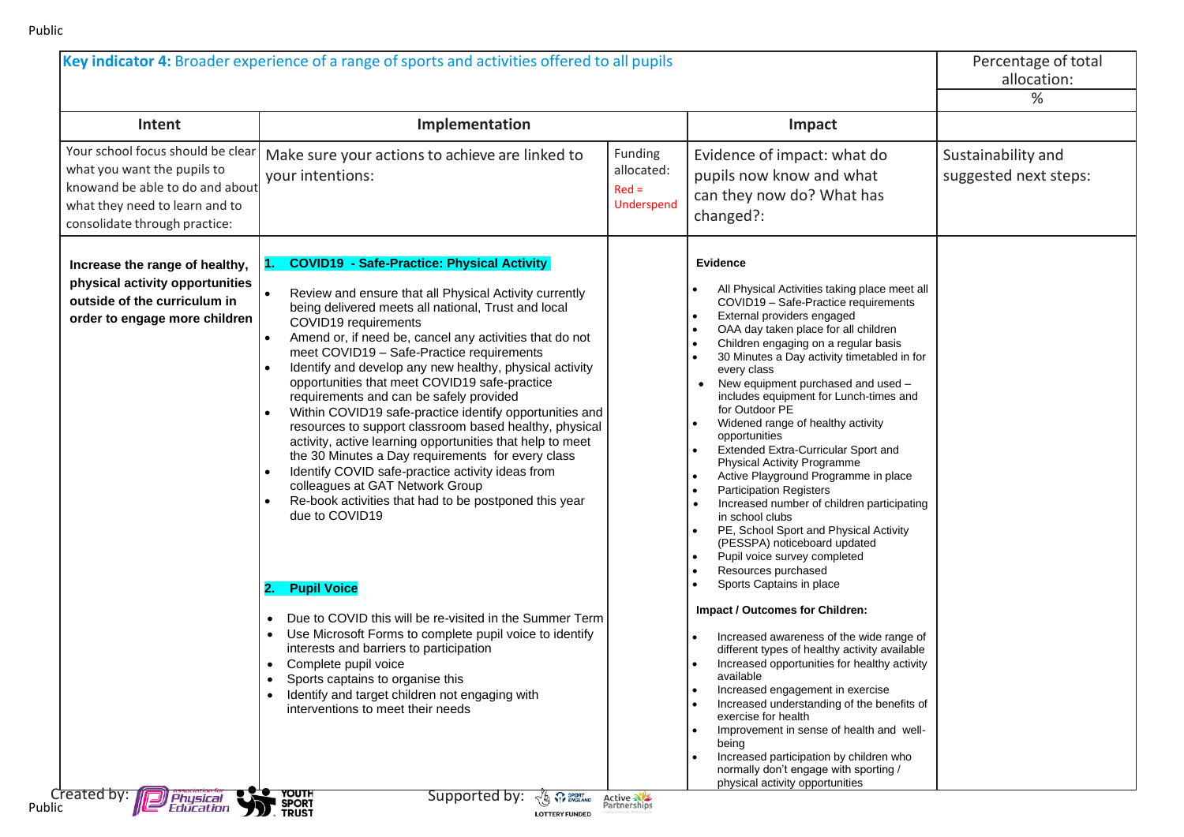| **Key indicator 4:** Broader experience of a range of sports and activities offered to all pupils | | | | Percentage of total allocation: |
|---|---|---|---|---|
| | | | | % |
| **Intent** | **Implementation** | | **Impact** | |
| Your school focus should be clear what you want the pupils to knowand be able to do and about what they need to learn and to consolidate through practice: | Make sure your actions to achieve are linked to your intentions: | Funding allocated: Red = Underspend | Evidence of impact: what do pupils now know and what can they now do? What has changed?: | Sustainability and suggested next steps: |
| **Increase the range of healthy, physical activity opportunities outside of the curriculum in order to engage more children** | **1. COVID19 - Safe-Practice: Physical Activity**<br>• Review and ensure that all Physical Activity currently being delivered meets all national, Trust and local COVID19 requirements<br>• Amend or, if need be, cancel any activities that do not meet COVID19 – Safe-Practice requirements<br>• Identify and develop any new healthy, physical activity opportunities that meet COVID19 safe-practice requirements and can be safely provided<br>• Within COVID19 safe-practice identify opportunities and resources to support classroom based healthy, physical activity, active learning opportunities that help to meet the 30 Minutes a Day requirements for every class<br>• Identify COVID safe-practice activity ideas from colleagues at GAT Network Group<br>• Re-book activities that had to be postponed this year due to COVID19<br><br>**2. Pupil Voice**<br>• Due to COVID this will be re-visited in the Summer Term<br>• Use Microsoft Forms to complete pupil voice to identify interests and barriers to participation<br>• Complete pupil voice<br>• Sports captains to organise this<br>• Identify and target children not engaging with interventions to meet their needs | | **Evidence**<br>• All Physical Activities taking place meet all COVID19 – Safe-Practice requirements<br>• External providers engaged<br>• OAA day taken place for all children<br>• Children engaging on a regular basis<br>• 30 Minutes a Day activity timetabled in for every class<br>• New equipment purchased and used – includes equipment for Lunch-times and for Outdoor PE<br>• Widened range of healthy activity opportunities<br>• Extended Extra-Curricular Sport and Physical Activity Programme<br>• Active Playground Programme in place<br>• Participation Registers<br>• Increased number of children participating in school clubs<br>• PE, School Sport and Physical Activity (PESSPA) noticeboard updated<br>• Pupil voice survey completed<br>• Resources purchased<br>• Sports Captains in place<br><br>**Impact / Outcomes for Children:**<br>• Increased awareness of the wide range of different types of healthy activity available<br>• Increased opportunities for healthy activity available<br>• Increased engagement in exercise<br>• Increased understanding of the benefits of exercise for health<br>• Improvement in sense of health and well-being<br>• Increased participation by children who normally don't engage with sporting / physical activity opportunities | |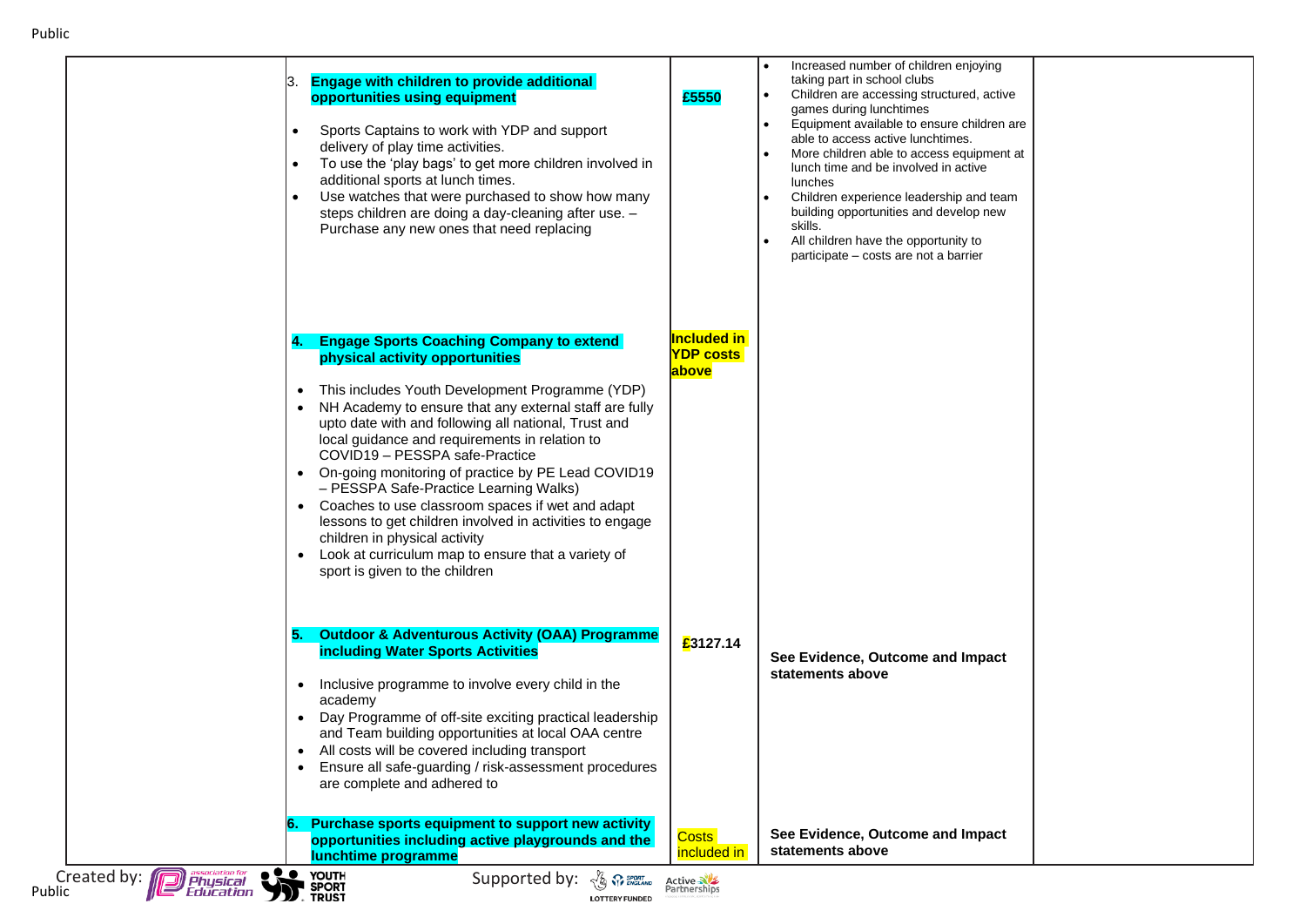| | | | | |
|---|---|---|---|---|
| | 3. **Engage with children to provide additional opportunities using equipment**<br><br>• Sports Captains to work with YDP and support delivery of play time activities.<br>• To use the 'play bags' to get more children involved in additional sports at lunch times.<br>• Use watches that were purchased to show how many steps children are doing a day-cleaning after use. – Purchase any new ones that need replacing | **£5550** | • Increased number of children enjoying taking part in school clubs<br>• Children are accessing structured, active games during lunchtimes<br>• Equipment available to ensure children are able to access active lunchtimes.<br>• More children able to access equipment at lunch time and be involved in active lunches<br>• Children experience leadership and team building opportunities and develop new skills.<br>• All children have the opportunity to participate – costs are not a barrier | |
| | **4. Engage Sports Coaching Company to extend physical activity opportunities**<br><br>• This includes Youth Development Programme (YDP)<br>• NH Academy to ensure that any external staff are fully upto date with and following all national, Trust and local guidance and requirements in relation to COVID19 – PESSPA safe-Practice<br>• On-going monitoring of practice by PE Lead COVID19 – PESSPA Safe-Practice Learning Walks)<br>• Coaches to use classroom spaces if wet and adapt lessons to get children involved in activities to engage children in physical activity<br>• Look at curriculum map to ensure that a variety of sport is given to the children | **Included in YDP costs above** | | |
| | **5. Outdoor & Adventurous Activity (OAA) Programme including Water Sports Activities**<br><br>• Inclusive programme to involve every child in the academy<br>• Day Programme of off-site exciting practical leadership and Team building opportunities at local OAA centre<br>• All costs will be covered including transport<br>• Ensure all safe-guarding / risk-assessment procedures are complete and adhered to | **£3127.14** | **See Evidence, Outcome and Impact statements above** | |
| | **6. Purchase sports equipment to support new activity opportunities including active playgrounds and the lunchtime programme** | Costs included in | **See Evidence, Outcome and Impact statements above** | |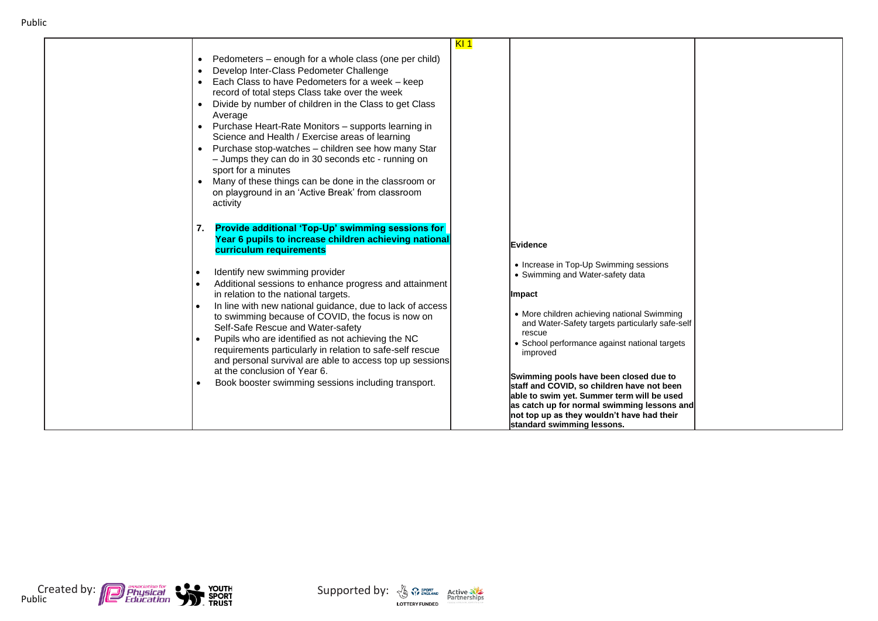| | | | | |
|---|---|---|---|---|
| | • Pedometers – enough for a whole class (one per child)<br>• Develop Inter-Class Pedometer Challenge<br>• Each Class to have Pedometers for a week – keep record of total steps Class take over the week<br>• Divide by number of children in the Class to get Class Average<br>• Purchase Heart-Rate Monitors – supports learning in Science and Health / Exercise areas of learning<br>• Purchase stop-watches – children see how many Star – Jumps they can do in 30 seconds etc - running on sport for a minutes<br>• Many of these things can be done in the classroom or on playground in an 'Active Break' from classroom activity<br><br>**7. Provide additional 'Top-Up' swimming sessions for Year 6 pupils to increase children achieving national curriculum requirements**<br><br>• Identify new swimming provider<br>• Additional sessions to enhance progress and attainment in relation to the national targets.<br>• In line with new national guidance, due to lack of access to swimming because of COVID, the focus is now on Self-Safe Rescue and Water-safety<br>• Pupils who are identified as not achieving the NC requirements particularly in relation to safe-self rescue and personal survival are able to access top up sessions at the conclusion of Year 6.<br>• Book booster swimming sessions including transport. | KI 1 | **Evidence**<br><br>• Increase in Top-Up Swimming sessions<br>• Swimming and Water-safety data<br><br>**Impact**<br><br>• More children achieving national Swimming and Water-Safety targets particularly safe-self rescue<br>• School performance against national targets improved<br><br>**Swimming pools have been closed due to staff and COVID, so children have not been able to swim yet. Summer term will be used as catch up for normal swimming lessons and not top up as they wouldn't have had their standard swimming lessons.** | |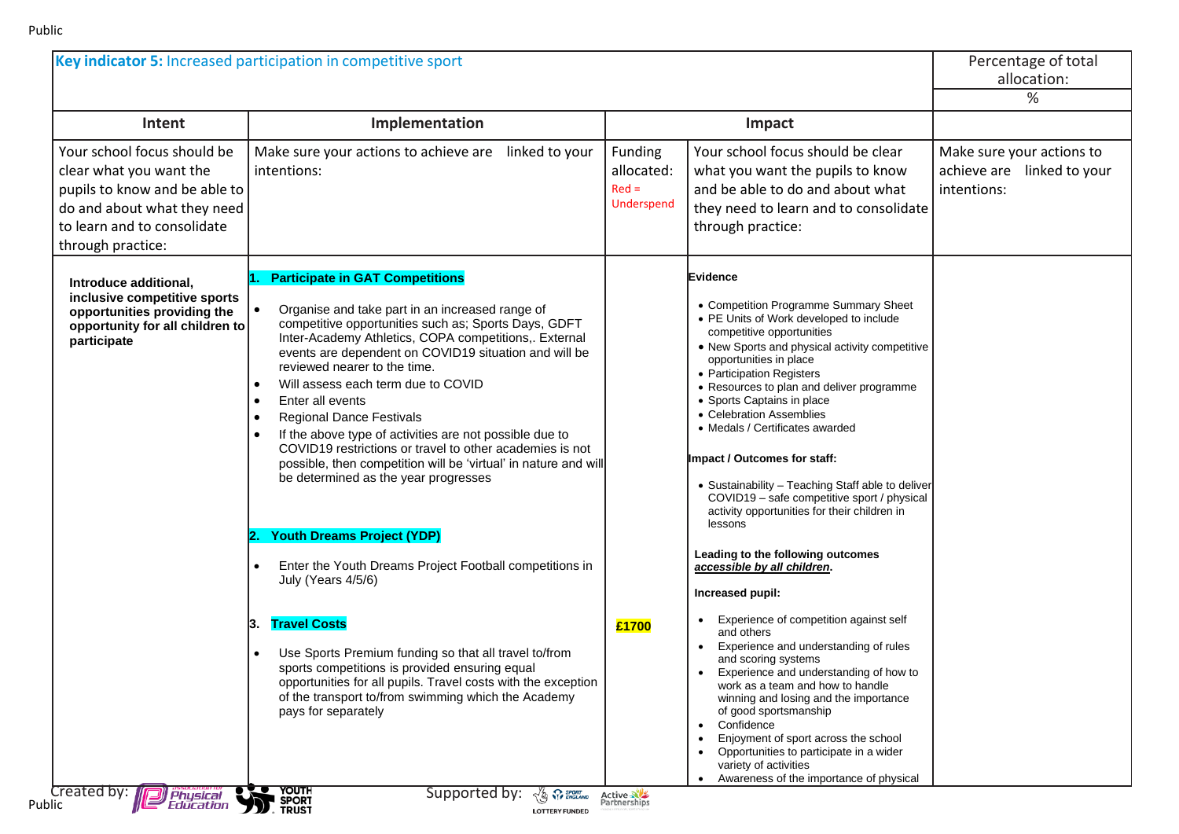| Key indicator 5: Increased participation in competitive sport | | | | Percentage of total allocation: |
|---|---|---|---|---|
| | | | | % |
| **Intent** | **Implementation** | **Impact** | | |
| Your school focus should be clear what you want the pupils to know and be able to do and about what they need to learn and to consolidate through practice: | Make sure your actions to achieve are linked to your intentions: | Funding allocated: Red = Underspend | Your school focus should be clear what you want the pupils to know and be able to do and about what they need to learn and to consolidate through practice: | Make sure your actions to achieve are linked to your intentions: |
| **Introduce additional, inclusive competitive sports opportunities providing the opportunity for all children to participate** | **1. Participate in GAT Competitions**<br><br>• Organise and take part in an increased range of competitive opportunities such as; Sports Days, GDFT Inter-Academy Athletics, COPA competitions,. External events are dependent on COVID19 situation and will be reviewed nearer to the time.<br>• Will assess each term due to COVID<br>• Enter all events<br>• Regional Dance Festivals<br>• If the above type of activities are not possible due to COVID19 restrictions or travel to other academies is not possible, then competition will be 'virtual' in nature and will be determined as the year progresses<br><br>**2. Youth Dreams Project (YDP)**<br><br>• Enter the Youth Dreams Project Football competitions in July (Years 4/5/6)<br><br>**3. Travel Costs**<br><br>• Use Sports Premium funding so that all travel to/from sports competitions is provided ensuring equal opportunities for all pupils. Travel costs with the exception of the transport to/from swimming which the Academy pays for separately | **£1700** | **Evidence**<br><br>• Competition Programme Summary Sheet<br>• PE Units of Work developed to include competitive opportunities<br>• New Sports and physical activity competitive opportunities in place<br>• Participation Registers<br>• Resources to plan and deliver programme<br>• Sports Captains in place<br>• Celebration Assemblies<br>• Medals / Certificates awarded<br><br>**Impact / Outcomes for staff:**<br><br>• Sustainability – Teaching Staff able to deliver COVID19 – safe competitive sport / physical activity opportunities for their children in lessons<br><br>**Leading to the following outcomes *accessible by all children*.**<br><br>**Increased pupil:**<br><br>• Experience of competition against self and others<br>• Experience and understanding of rules and scoring systems<br>• Experience and understanding of how to work as a team and how to handle winning and losing and the importance of good sportsmanship<br>• Confidence<br>• Enjoyment of sport across the school<br>• Opportunities to participate in a wider variety of activities<br>• Awareness of the importance of physical | |

Created by: Association for Physical Education, Youth Sport Trust

Supported by: Sport England, Lottery Funded, Active Partnerships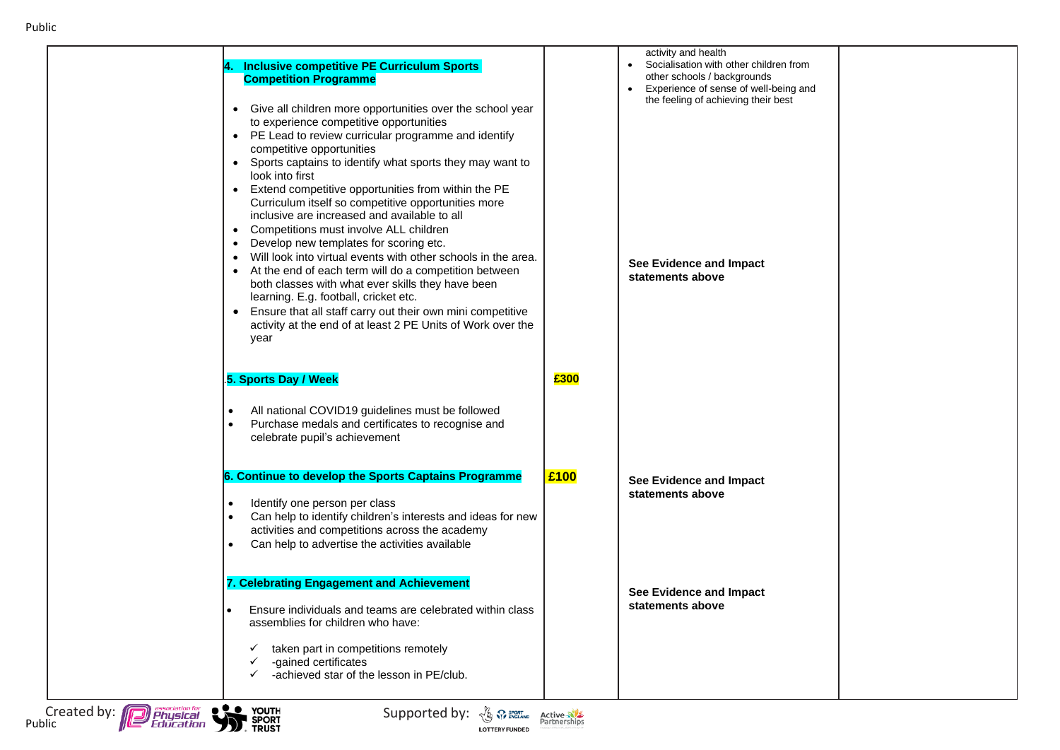| | | | | |
|---|---|---|---|---|
| | **4. Inclusive competitive PE Curriculum Sports Competition Programme**<br><br>• Give all children more opportunities over the school year to experience competitive opportunities<br>• PE Lead to review curricular programme and identify competitive opportunities<br>• Sports captains to identify what sports they may want to look into first<br>• Extend competitive opportunities from within the PE Curriculum itself so competitive opportunities more inclusive are increased and available to all<br>• Competitions must involve ALL children<br>• Develop new templates for scoring etc.<br>• Will look into virtual events with other schools in the area.<br>• At the end of each term will do a competition between both classes with what ever skills they have been learning. E.g. football, cricket etc.<br>• Ensure that all staff carry out their own mini competitive activity at the end of at least 2 PE Units of Work over the year | | activity and health<br>• Socialisation with other children from other schools / backgrounds<br>• Experience of sense of well-being and the feeling of achieving their best<br><br>**See Evidence and Impact statements above** | |
| | **5. Sports Day / Week**<br><br>• All national COVID19 guidelines must be followed<br>• Purchase medals and certificates to recognise and celebrate pupil's achievement | **£300** | | |
| | **6. Continue to develop the Sports Captains Programme**<br><br>• Identify one person per class<br>• Can help to identify children's interests and ideas for new activities and competitions across the academy<br>• Can help to advertise the activities available | **£100** | **See Evidence and Impact statements above** | |
| | **7. Celebrating Engagement and Achievement**<br><br>• Ensure individuals and teams are celebrated within class assemblies for children who have:<br>✓ taken part in competitions remotely<br>✓ -gained certificates<br>✓ -achieved star of the lesson in PE/club. | | **See Evidence and Impact statements above** | |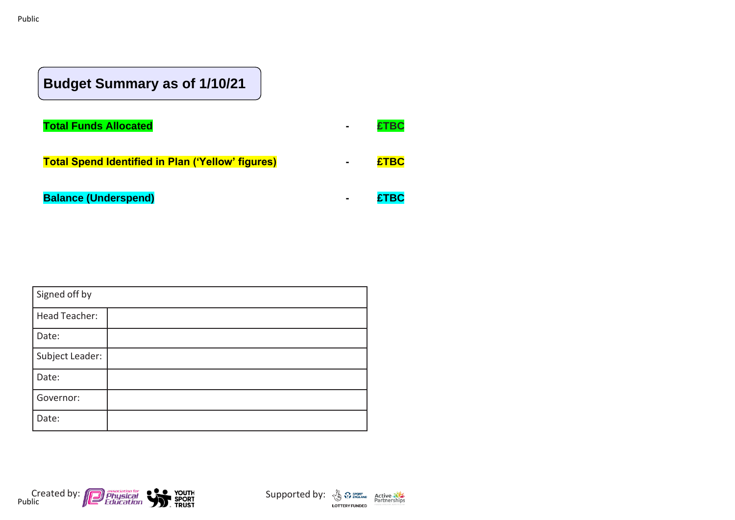## Budget Summary as of 1/10/21

**Total Funds Allocated** - **£TBC**

**Total Spend Identified in Plan ('Yellow' figures)** - **£TBC**

**Balance (Underspend)** - **£TBC**

| Signed off by | |
|---|---|
| Head Teacher: | |
| Date: | |
| Subject Leader: | |
| Date: | |
| Governor: | |
| Date: | |

Created by: association for Physical Education, YOUTH SPORT TRUST

Supported by: SPORT ENGLAND, LOTTERY FUNDED, Active Partnerships